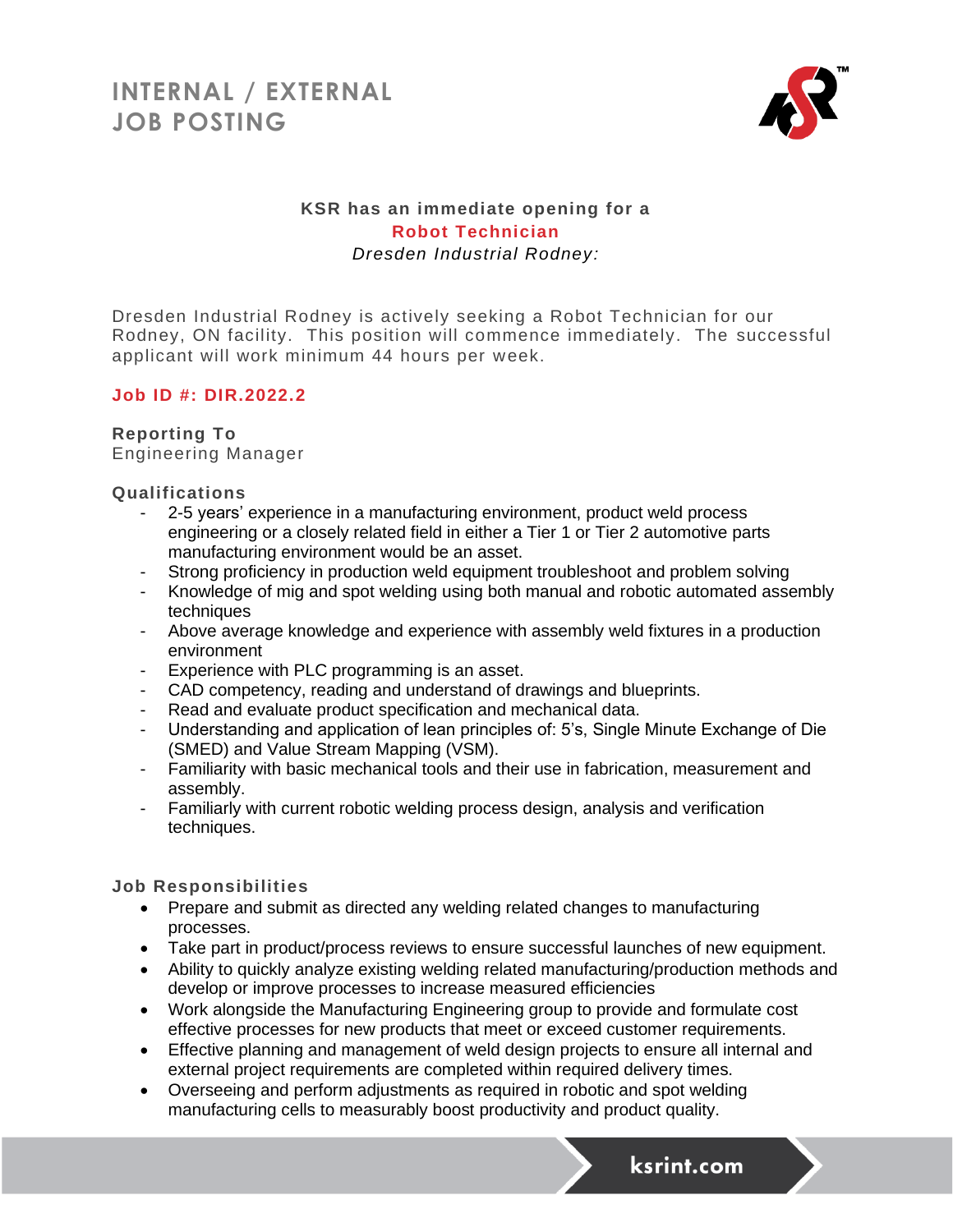# INTERNAL / EXTERNAL JOB POSTING

**KSR has an immediate opening for a**

**Robot Technician**

*Dresden Industrial Rodney:*

Dresden Industrial Rodney is actively seeking a Robot Technician for our Rodney, ON facility. This position will commence immediately. The successful applicant will work minimum 44 hours per week.

**Job ID #: DIR.2022.2**

**Reporting To**

Engineering Manager

**Qualifications**

- 2-5 years' experience in a manufacturing environment, product weld process engineering or a closely related field in either a Tier 1 or Tier 2 automotive parts manufacturing environment would be an asset.
- Strong proficiency in production weld equipment troubleshoot and problem solving
- Knowledge of mig and spot welding using both manual and robotic automated assembly techniques
- Above average knowledge and experience with assembly weld fixtures in a production environment
- Experience with PLC programming is an asset.
- CAD competency, reading and understand of drawings and blueprints.
- Read and evaluate product specification and mechanical data.
- Understanding and application of lean principles of: 5's, Single Minute Exchange of Die (SMED) and Value Stream Mapping (VSM).
- Familiarity with basic mechanical tools and their use in fabrication, measurement and assembly.
- Familiarly with current robotic welding process design, analysis and verification techniques.

**Job Responsibilities**

- Prepare and submit as directed any welding related changes to manufacturing processes.
- Take part in product/process reviews to ensure successful launches of new equipment.
- Ability to quickly analyze existing welding related manufacturing/production methods and develop or improve processes to increase measured efficiencies
- Work alongside the Manufacturing Engineering group to provide and formulate cost effective processes for new products that meet or exceed customer requirements.
- Effective planning and management of weld design projects to ensure all internal and external project requirements are completed within required delivery times.
- Overseeing and perform adjustments as required in robotic and spot welding manufacturing cells to measurably boost productivity and product quality.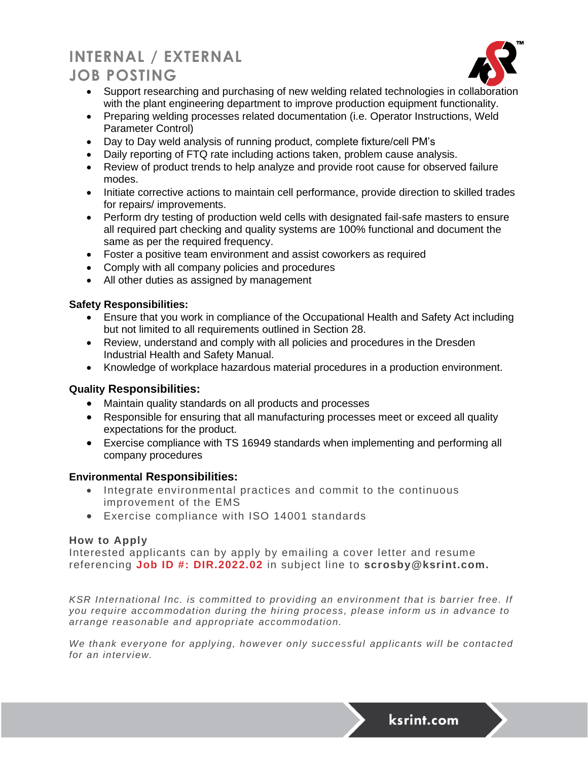- Support researching and purchasing of new welding related technologies in collaboration with the plant engineering department to improve production equipment functionality.
- Preparing welding processes related documentation (i.e. Operator Instructions, Weld Parameter Control)
- Day to Day weld analysis of running product, complete fixture/cell PM's
- Daily reporting of FTQ rate including actions taken, problem cause analysis.
- Review of product trends to help analyze and provide root cause for observed failure modes.
- Initiate corrective actions to maintain cell performance, provide direction to skilled trades for repairs/ improvements.
- Perform dry testing of production weld cells with designated fail-safe masters to ensure all required part checking and quality systems are 100% functional and document the same as per the required frequency.
- Foster a positive team environment and assist coworkers as required
- Comply with all company policies and procedures
- All other duties as assigned by management

**Safety Responsibilities:**

- Ensure that you work in compliance of the Occupational Health and Safety Act including but not limited to all requirements outlined in Section 28.
- Review, understand and comply with all policies and procedures in the Dresden Industrial Health and Safety Manual.
- Knowledge of workplace hazardous material procedures in a production environment.

**Quality Responsibilities:**

- Maintain quality standards on all products and processes
- Responsible for ensuring that all manufacturing processes meet or exceed all quality expectations for the product.
- Exercise compliance with TS 16949 standards when implementing and performing all company procedures

**Environmental Responsibilities:**

- Integrate environmental practices and commit to the continuous improvement of the EMS
- Exercise compliance with ISO 14001 standards

**How to Apply**

Interested applicants can by apply by emailing a cover letter and resume referencing **Job ID #: DIR.2022.02** in subject line to **scrosby@ksrint.com.**

*KSR International Inc. is committed to providing an environment that is barrier free. If you require accommodation during the hiring process, please inform us in advance to arrange reasonable and appropriate accommodation.*

*We thank everyone for applying, however only successful applicants will be contacted for an interview.*